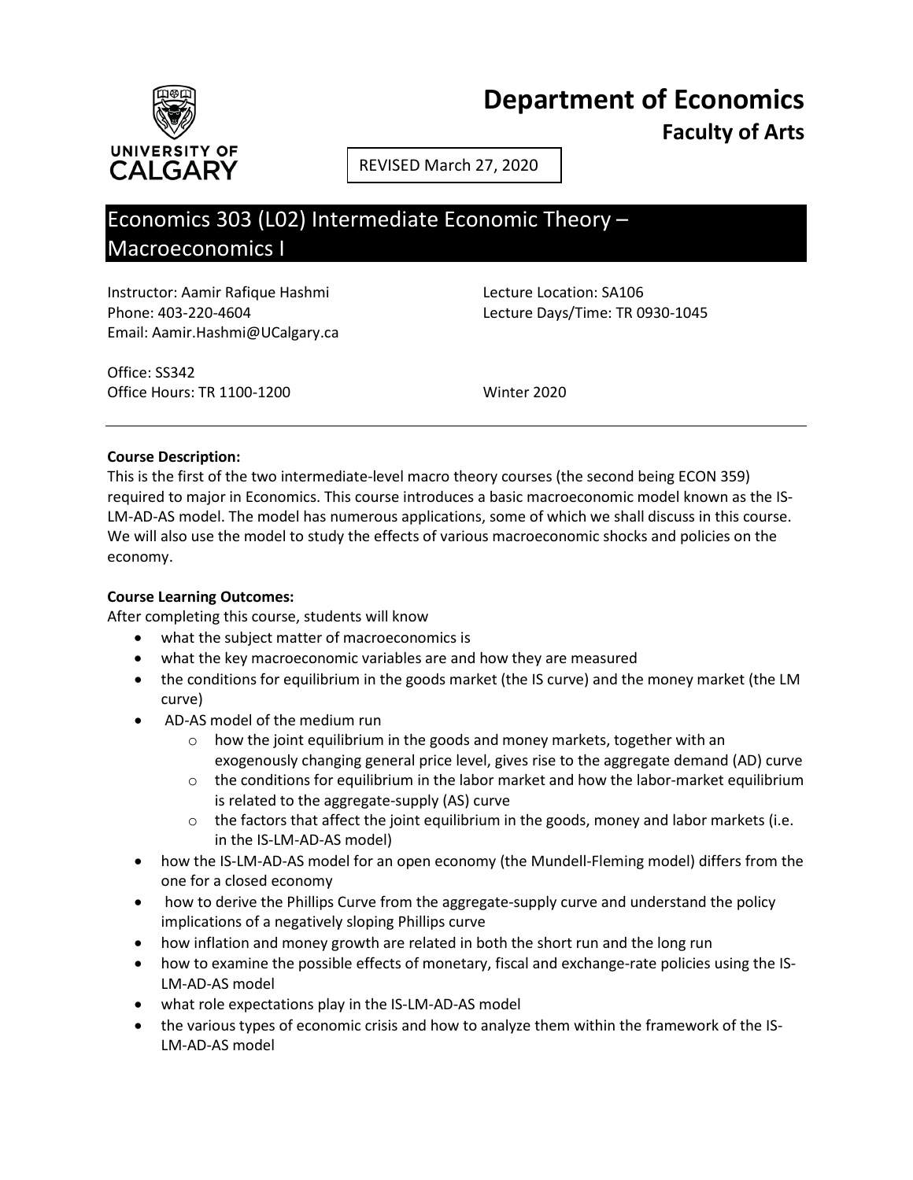# Department of Economics

## Faculty of Arts

REVISED March 27, 2020

# Economics 303 (L02) Intermediate Economic Theory – Macroeconomics I

Instructor: Aamir Rafique Hashmi
Phone: 403-220-4604
Email: Aamir.Hashmi@UCalgary.ca

Lecture Location: SA106
Lecture Days/Time: TR 0930-1045

Office: SS342
Office Hours: TR 1100-1200

Winter 2020

---

**Course Description:**

This is the first of the two intermediate-level macro theory courses (the second being ECON 359) required to major in Economics. This course introduces a basic macroeconomic model known as the IS-LM-AD-AS model. The model has numerous applications, some of which we shall discuss in this course. We will also use the model to study the effects of various macroeconomic shocks and policies on the economy.

**Course Learning Outcomes:**

After completing this course, students will know

- what the subject matter of macroeconomics is
- what the key macroeconomic variables are and how they are measured
- the conditions for equilibrium in the goods market (the IS curve) and the money market (the LM curve)
- AD-AS model of the medium run
  - how the joint equilibrium in the goods and money markets, together with an exogenously changing general price level, gives rise to the aggregate demand (AD) curve
  - the conditions for equilibrium in the labor market and how the labor-market equilibrium is related to the aggregate-supply (AS) curve
  - the factors that affect the joint equilibrium in the goods, money and labor markets (i.e. in the IS-LM-AD-AS model)
- how the IS-LM-AD-AS model for an open economy (the Mundell-Fleming model) differs from the one for a closed economy
- how to derive the Phillips Curve from the aggregate-supply curve and understand the policy implications of a negatively sloping Phillips curve
- how inflation and money growth are related in both the short run and the long run
- how to examine the possible effects of monetary, fiscal and exchange-rate policies using the IS-LM-AD-AS model
- what role expectations play in the IS-LM-AD-AS model
- the various types of economic crisis and how to analyze them within the framework of the IS-LM-AD-AS model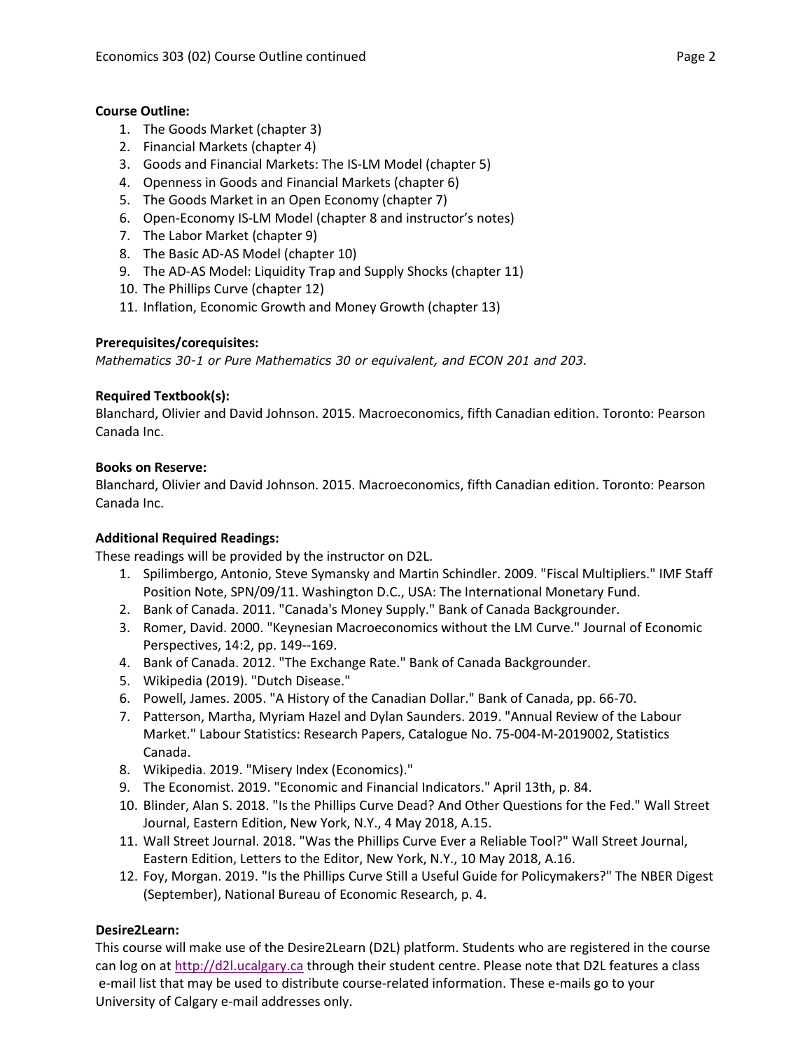**Course Outline:**

1. The Goods Market (chapter 3)
2. Financial Markets (chapter 4)
3. Goods and Financial Markets: The IS-LM Model (chapter 5)
4. Openness in Goods and Financial Markets (chapter 6)
5. The Goods Market in an Open Economy (chapter 7)
6. Open-Economy IS-LM Model (chapter 8 and instructor's notes)
7. The Labor Market (chapter 9)
8. The Basic AD-AS Model (chapter 10)
9. The AD-AS Model: Liquidity Trap and Supply Shocks (chapter 11)
10. The Phillips Curve (chapter 12)
11. Inflation, Economic Growth and Money Growth (chapter 13)

**Prerequisites/corequisites:**

*Mathematics 30-1 or Pure Mathematics 30 or equivalent, and ECON 201 and 203.*

**Required Textbook(s):**

Blanchard, Olivier and David Johnson. 2015. Macroeconomics, fifth Canadian edition. Toronto: Pearson Canada Inc.

**Books on Reserve:**

Blanchard, Olivier and David Johnson. 2015. Macroeconomics, fifth Canadian edition. Toronto: Pearson Canada Inc.

**Additional Required Readings:**

These readings will be provided by the instructor on D2L.

1. Spilimbergo, Antonio, Steve Symansky and Martin Schindler. 2009. "Fiscal Multipliers." IMF Staff Position Note, SPN/09/11. Washington D.C., USA: The International Monetary Fund.
2. Bank of Canada. 2011. "Canada's Money Supply." Bank of Canada Backgrounder.
3. Romer, David. 2000. "Keynesian Macroeconomics without the LM Curve." Journal of Economic Perspectives, 14:2, pp. 149--169.
4. Bank of Canada. 2012. "The Exchange Rate." Bank of Canada Backgrounder.
5. Wikipedia (2019). "Dutch Disease."
6. Powell, James. 2005. "A History of the Canadian Dollar." Bank of Canada, pp. 66-70.
7. Patterson, Martha, Myriam Hazel and Dylan Saunders. 2019. "Annual Review of the Labour Market." Labour Statistics: Research Papers, Catalogue No. 75-004-M-2019002, Statistics Canada.
8. Wikipedia. 2019. "Misery Index (Economics)."
9. The Economist. 2019. "Economic and Financial Indicators." April 13th, p. 84.
10. Blinder, Alan S. 2018. "Is the Phillips Curve Dead? And Other Questions for the Fed." Wall Street Journal, Eastern Edition, New York, N.Y., 4 May 2018, A.15.
11. Wall Street Journal. 2018. "Was the Phillips Curve Ever a Reliable Tool?" Wall Street Journal, Eastern Edition, Letters to the Editor, New York, N.Y., 10 May 2018, A.16.
12. Foy, Morgan. 2019. "Is the Phillips Curve Still a Useful Guide for Policymakers?" The NBER Digest (September), National Bureau of Economic Research, p. 4.

**Desire2Learn:**

This course will make use of the Desire2Learn (D2L) platform. Students who are registered in the course can log on at http://d2l.ucalgary.ca through their student centre. Please note that D2L features a class e-mail list that may be used to distribute course-related information. These e-mails go to your University of Calgary e-mail addresses only.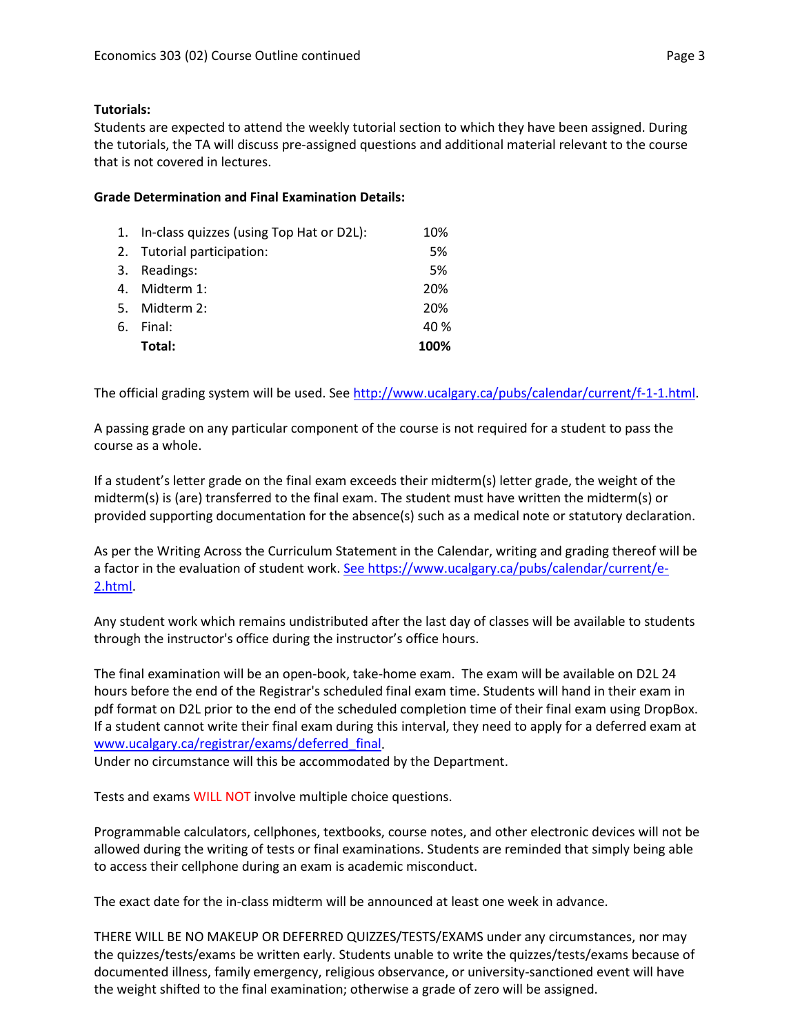**Tutorials:**

Students are expected to attend the weekly tutorial section to which they have been assigned. During the tutorials, the TA will discuss pre-assigned questions and additional material relevant to the course that is not covered in lectures.

**Grade Determination and Final Examination Details:**

| | | |
|---|---|---|
| 1. | In-class quizzes (using Top Hat or D2L): | 10% |
| 2. | Tutorial participation: | 5% |
| 3. | Readings: | 5% |
| 4. | Midterm 1: | 20% |
| 5. | Midterm 2: | 20% |
| 6. | Final: | 40 % |
| | **Total:** | **100%** |

The official grading system will be used. See http://www.ucalgary.ca/pubs/calendar/current/f-1-1.html.

A passing grade on any particular component of the course is not required for a student to pass the course as a whole.

If a student's letter grade on the final exam exceeds their midterm(s) letter grade, the weight of the midterm(s) is (are) transferred to the final exam. The student must have written the midterm(s) or provided supporting documentation for the absence(s) such as a medical note or statutory declaration.

As per the Writing Across the Curriculum Statement in the Calendar, writing and grading thereof will be a factor in the evaluation of student work. See https://www.ucalgary.ca/pubs/calendar/current/e-2.html.

Any student work which remains undistributed after the last day of classes will be available to students through the instructor's office during the instructor's office hours.

The final examination will be an open-book, take-home exam. The exam will be available on D2L 24 hours before the end of the Registrar's scheduled final exam time. Students will hand in their exam in pdf format on D2L prior to the end of the scheduled completion time of their final exam using DropBox. If a student cannot write their final exam during this interval, they need to apply for a deferred exam at www.ucalgary.ca/registrar/exams/deferred_final.
Under no circumstance will this be accommodated by the Department.

Tests and exams WILL NOT involve multiple choice questions.

Programmable calculators, cellphones, textbooks, course notes, and other electronic devices will not be allowed during the writing of tests or final examinations. Students are reminded that simply being able to access their cellphone during an exam is academic misconduct.

The exact date for the in-class midterm will be announced at least one week in advance.

THERE WILL BE NO MAKEUP OR DEFERRED QUIZZES/TESTS/EXAMS under any circumstances, nor may the quizzes/tests/exams be written early. Students unable to write the quizzes/tests/exams because of documented illness, family emergency, religious observance, or university-sanctioned event will have the weight shifted to the final examination; otherwise a grade of zero will be assigned.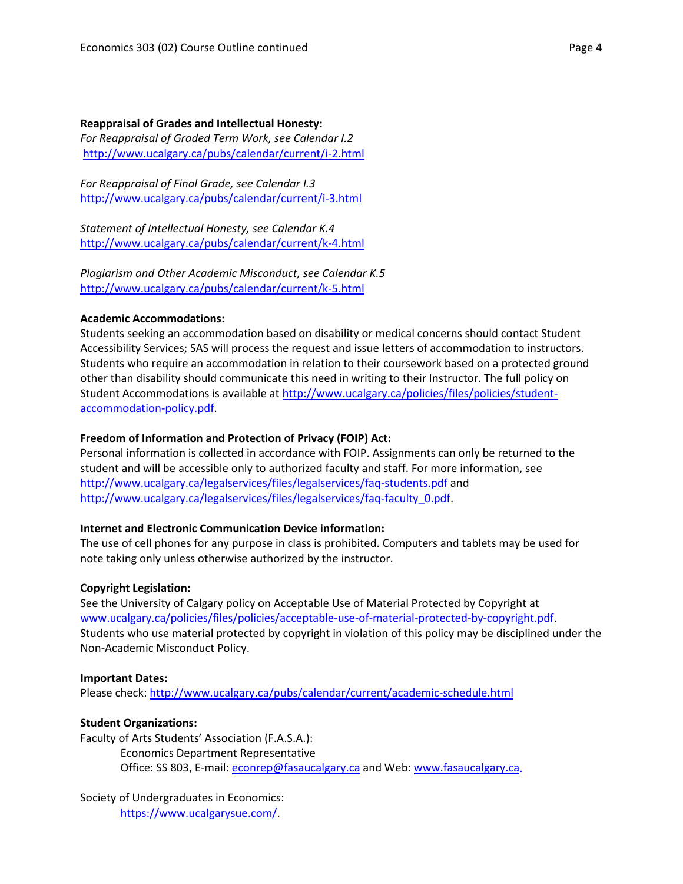**Reappraisal of Grades and Intellectual Honesty:**

*For Reappraisal of Graded Term Work, see Calendar I.2*
http://www.ucalgary.ca/pubs/calendar/current/i-2.html

*For Reappraisal of Final Grade, see Calendar I.3*
http://www.ucalgary.ca/pubs/calendar/current/i-3.html

*Statement of Intellectual Honesty, see Calendar K.4*
http://www.ucalgary.ca/pubs/calendar/current/k-4.html

*Plagiarism and Other Academic Misconduct, see Calendar K.5*
http://www.ucalgary.ca/pubs/calendar/current/k-5.html

**Academic Accommodations:**

Students seeking an accommodation based on disability or medical concerns should contact Student Accessibility Services; SAS will process the request and issue letters of accommodation to instructors. Students who require an accommodation in relation to their coursework based on a protected ground other than disability should communicate this need in writing to their Instructor. The full policy on Student Accommodations is available at http://www.ucalgary.ca/policies/files/policies/student-accommodation-policy.pdf.

**Freedom of Information and Protection of Privacy (FOIP) Act:**

Personal information is collected in accordance with FOIP. Assignments can only be returned to the student and will be accessible only to authorized faculty and staff. For more information, see http://www.ucalgary.ca/legalservices/files/legalservices/faq-students.pdf and http://www.ucalgary.ca/legalservices/files/legalservices/faq-faculty_0.pdf.

**Internet and Electronic Communication Device information:**

The use of cell phones for any purpose in class is prohibited. Computers and tablets may be used for note taking only unless otherwise authorized by the instructor.

**Copyright Legislation:**

See the University of Calgary policy on Acceptable Use of Material Protected by Copyright at www.ucalgary.ca/policies/files/policies/acceptable-use-of-material-protected-by-copyright.pdf. Students who use material protected by copyright in violation of this policy may be disciplined under the Non-Academic Misconduct Policy.

**Important Dates:**

Please check: http://www.ucalgary.ca/pubs/calendar/current/academic-schedule.html

**Student Organizations:**

Faculty of Arts Students' Association (F.A.S.A.):
Economics Department Representative
Office: SS 803, E-mail: econrep@fasaucalgary.ca and Web: www.fasaucalgary.ca.

Society of Undergraduates in Economics:
https://www.ucalgarysue.com/.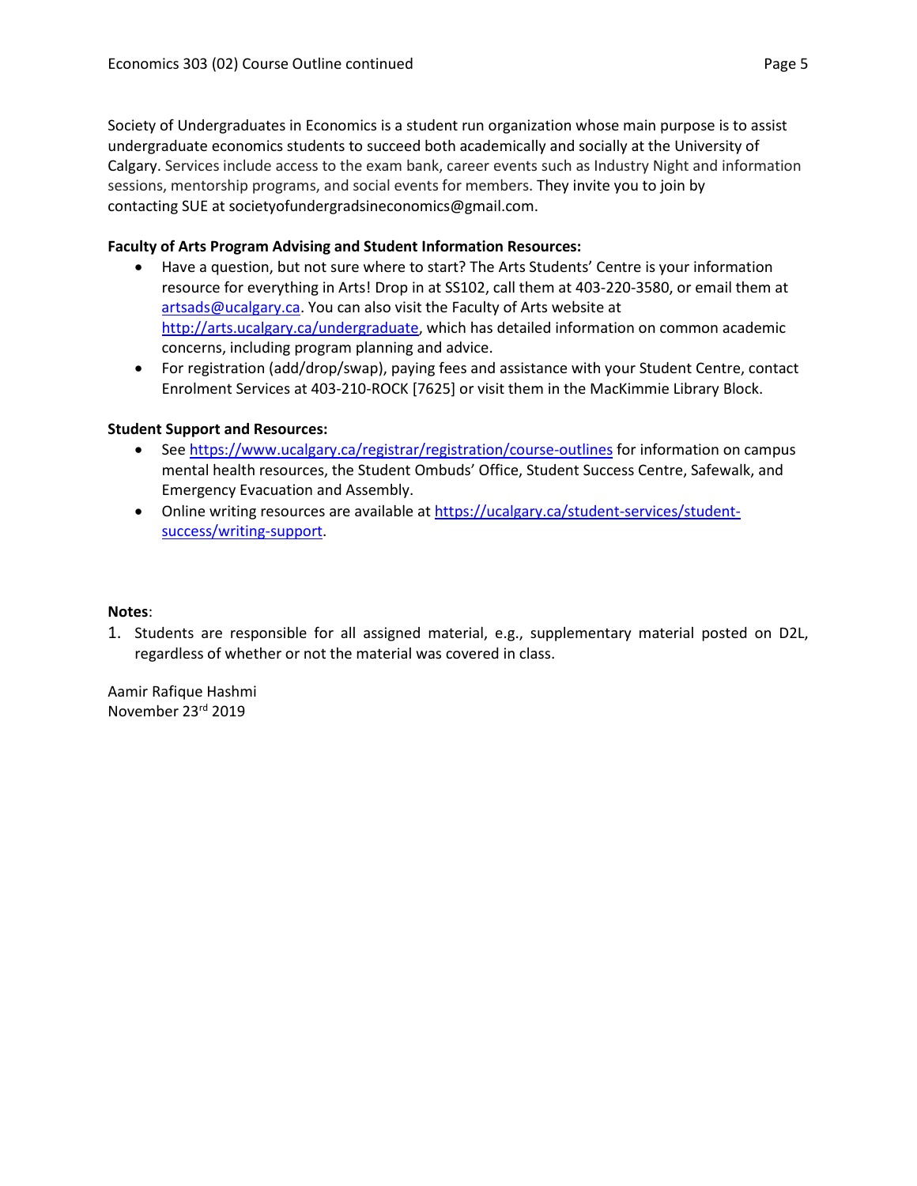Society of Undergraduates in Economics is a student run organization whose main purpose is to assist undergraduate economics students to succeed both academically and socially at the University of Calgary. Services include access to the exam bank, career events such as Industry Night and information sessions, mentorship programs, and social events for members. They invite you to join by contacting SUE at societyofundergradsineconomics@gmail.com.

**Faculty of Arts Program Advising and Student Information Resources:**

- Have a question, but not sure where to start? The Arts Students' Centre is your information resource for everything in Arts! Drop in at SS102, call them at 403-220-3580, or email them at [artsads@ucalgary.ca](mailto:artsads@ucalgary.ca). You can also visit the Faculty of Arts website at [http://arts.ucalgary.ca/undergraduate](http://arts.ucalgary.ca/undergraduate), which has detailed information on common academic concerns, including program planning and advice.
- For registration (add/drop/swap), paying fees and assistance with your Student Centre, contact Enrolment Services at 403-210-ROCK [7625] or visit them in the MacKimmie Library Block.

**Student Support and Resources:**

- See [https://www.ucalgary.ca/registrar/registration/course-outlines](https://www.ucalgary.ca/registrar/registration/course-outlines) for information on campus mental health resources, the Student Ombuds' Office, Student Success Centre, Safewalk, and Emergency Evacuation and Assembly.
- Online writing resources are available at [https://ucalgary.ca/student-services/student-success/writing-support](https://ucalgary.ca/student-services/student-success/writing-support).

**Notes**:

1. Students are responsible for all assigned material, e.g., supplementary material posted on D2L, regardless of whether or not the material was covered in class.

Aamir Rafique Hashmi
November 23rd 2019